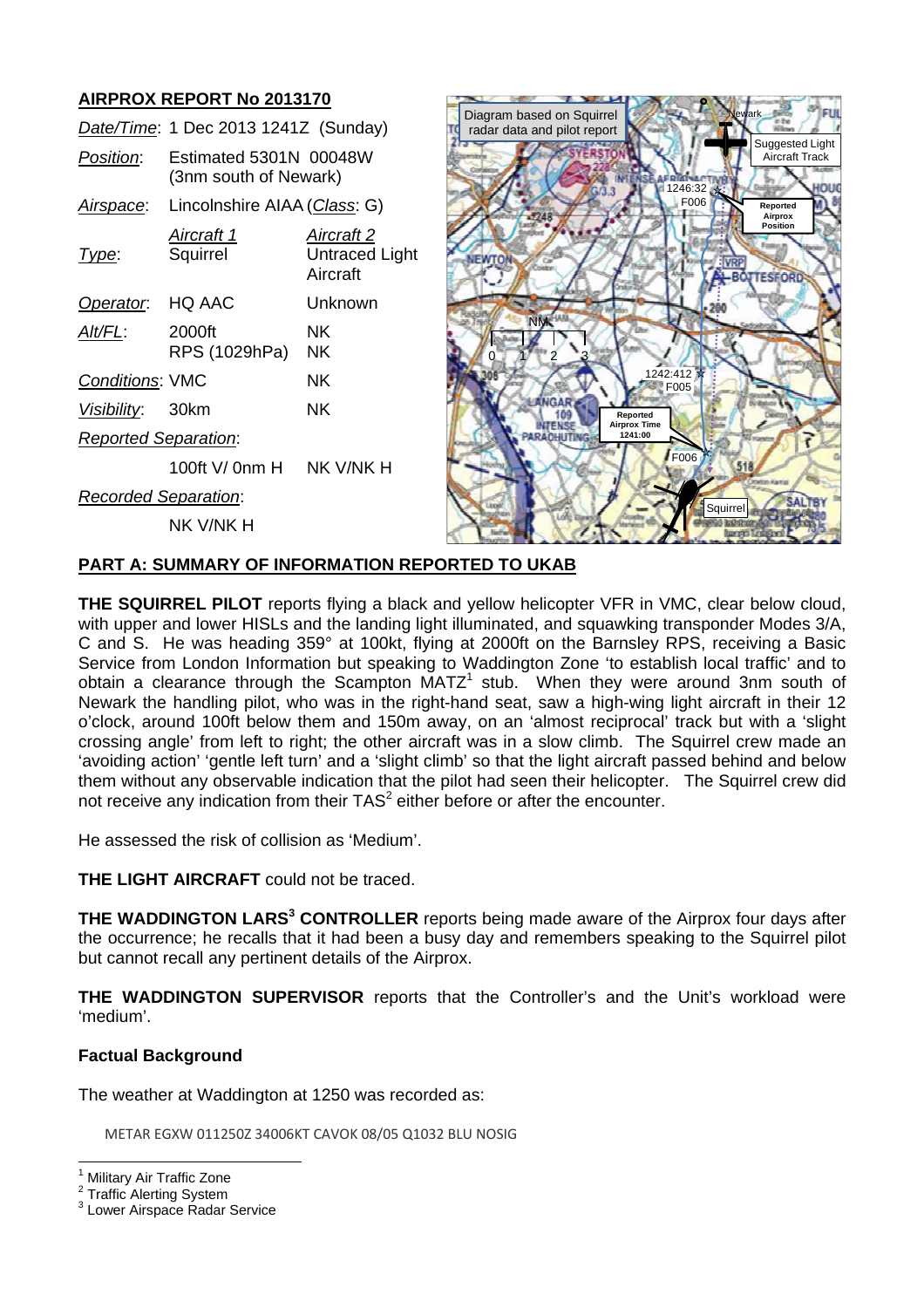## AIRPROX REPORT No 2013170

*Date/Time*: 1 Dec 2013 1241Z (Sunday)

*Position*: Estimated 5301N 00048W (3nm south of Newark)

*Airspace*: Lincolnshire AIAA (*Class*: G)

| | Aircraft 1 | Aircraft 2 |
|---|---|---|
| *Type*: | Squirrel | Untraced Light Aircraft |
| *Operator*: | HQ AAC | Unknown |
| *Alt/FL*: | 2000ft RPS (1029hPa) | NK NK |
| *Conditions*: | VMC | NK |
| *Visibility*: | 30km | NK |
| *Reported Separation*: | | |
| | 100ft V/ 0nm H | NK V/NK H |
| *Recorded Separation*: | | |
| | NK V/NK H | |

Diagram based on Squirrel radar data and pilot report

Suggested Light Aircraft Track

1246:32
F006

Reported Airprox Position

NM
0 1 2 3

1242:412
F005

Reported Airprox Time 1241:00

F006

Squirrel

## PART A: SUMMARY OF INFORMATION REPORTED TO UKAB

**THE SQUIRREL PILOT** reports flying a black and yellow helicopter VFR in VMC, clear below cloud, with upper and lower HISLs and the landing light illuminated, and squawking transponder Modes 3/A, C and S. He was heading 359° at 100kt, flying at 2000ft on the Barnsley RPS, receiving a Basic Service from London Information but speaking to Waddington Zone 'to establish local traffic' and to obtain a clearance through the Scampton MATZ[1] stub. When they were around 3nm south of Newark the handling pilot, who was in the right-hand seat, saw a high-wing light aircraft in their 12 o'clock, around 100ft below them and 150m away, on an 'almost reciprocal' track but with a 'slight crossing angle' from left to right; the other aircraft was in a slow climb. The Squirrel crew made an 'avoiding action' 'gentle left turn' and a 'slight climb' so that the light aircraft passed behind and below them without any observable indication that the pilot had seen their helicopter. The Squirrel crew did not receive any indication from their TAS[2] either before or after the encounter.

He assessed the risk of collision as 'Medium'.

**THE LIGHT AIRCRAFT** could not be traced.

**THE WADDINGTON LARS[3] CONTROLLER** reports being made aware of the Airprox four days after the occurrence; he recalls that it had been a busy day and remembers speaking to the Squirrel pilot but cannot recall any pertinent details of the Airprox.

**THE WADDINGTON SUPERVISOR** reports that the Controller's and the Unit's workload were 'medium'.

### Factual Background

The weather at Waddington at 1250 was recorded as:

```
METAR EGXW 011250Z 34006KT CAVOK 08/05 Q1032 BLU NOSIG
```

---

[1] Military Air Traffic Zone
[2] Traffic Alerting System
[3] Lower Airspace Radar Service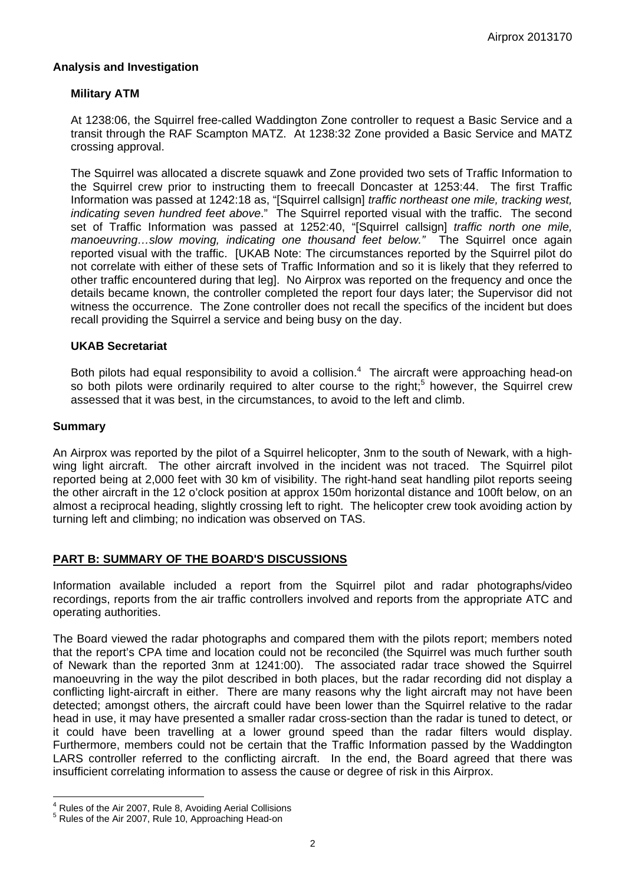## Analysis and Investigation

### Military ATM

At 1238:06, the Squirrel free-called Waddington Zone controller to request a Basic Service and a transit through the RAF Scampton MATZ. At 1238:32 Zone provided a Basic Service and MATZ crossing approval.

The Squirrel was allocated a discrete squawk and Zone provided two sets of Traffic Information to the Squirrel crew prior to instructing them to freecall Doncaster at 1253:44. The first Traffic Information was passed at 1242:18 as, "[Squirrel callsign] *traffic northeast one mile, tracking west, indicating seven hundred feet above*." The Squirrel reported visual with the traffic. The second set of Traffic Information was passed at 1252:40, "[Squirrel callsign] *traffic north one mile, manoeuvring…slow moving, indicating one thousand feet below."* The Squirrel once again reported visual with the traffic. [UKAB Note: The circumstances reported by the Squirrel pilot do not correlate with either of these sets of Traffic Information and so it is likely that they referred to other traffic encountered during that leg]. No Airprox was reported on the frequency and once the details became known, the controller completed the report four days later; the Supervisor did not witness the occurrence. The Zone controller does not recall the specifics of the incident but does recall providing the Squirrel a service and being busy on the day.

### UKAB Secretariat

Both pilots had equal responsibility to avoid a collision.[4] The aircraft were approaching head-on so both pilots were ordinarily required to alter course to the right;[5] however, the Squirrel crew assessed that it was best, in the circumstances, to avoid to the left and climb.

## Summary

An Airprox was reported by the pilot of a Squirrel helicopter, 3nm to the south of Newark, with a high-wing light aircraft. The other aircraft involved in the incident was not traced. The Squirrel pilot reported being at 2,000 feet with 30 km of visibility. The right-hand seat handling pilot reports seeing the other aircraft in the 12 o'clock position at approx 150m horizontal distance and 100ft below, on an almost a reciprocal heading, slightly crossing left to right. The helicopter crew took avoiding action by turning left and climbing; no indication was observed on TAS.

## PART B: SUMMARY OF THE BOARD'S DISCUSSIONS

Information available included a report from the Squirrel pilot and radar photographs/video recordings, reports from the air traffic controllers involved and reports from the appropriate ATC and operating authorities.

The Board viewed the radar photographs and compared them with the pilots report; members noted that the report's CPA time and location could not be reconciled (the Squirrel was much further south of Newark than the reported 3nm at 1241:00). The associated radar trace showed the Squirrel manoeuvring in the way the pilot described in both places, but the radar recording did not display a conflicting light-aircraft in either. There are many reasons why the light aircraft may not have been detected; amongst others, the aircraft could have been lower than the Squirrel relative to the radar head in use, it may have presented a smaller radar cross-section than the radar is tuned to detect, or it could have been travelling at a lower ground speed than the radar filters would display. Furthermore, members could not be certain that the Traffic Information passed by the Waddington LARS controller referred to the conflicting aircraft. In the end, the Board agreed that there was insufficient correlating information to assess the cause or degree of risk in this Airprox.

---

[4] Rules of the Air 2007, Rule 8, Avoiding Aerial Collisions
[5] Rules of the Air 2007, Rule 10, Approaching Head-on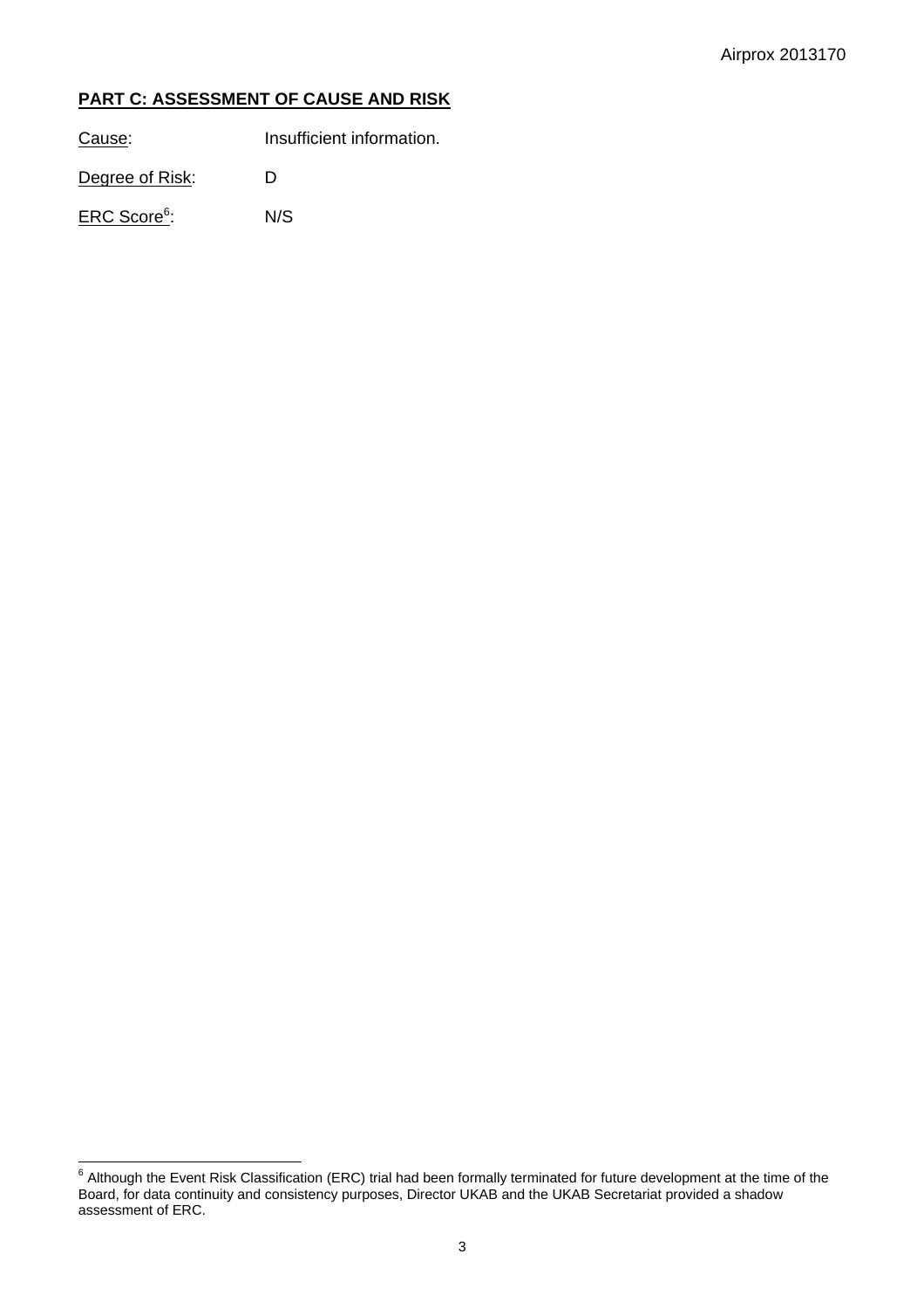**PART C: ASSESSMENT OF CAUSE AND RISK**

Cause: Insufficient information.

Degree of Risk: D

ERC Score[6]: N/S

[6] Although the Event Risk Classification (ERC) trial had been formally terminated for future development at the time of the Board, for data continuity and consistency purposes, Director UKAB and the UKAB Secretariat provided a shadow assessment of ERC.